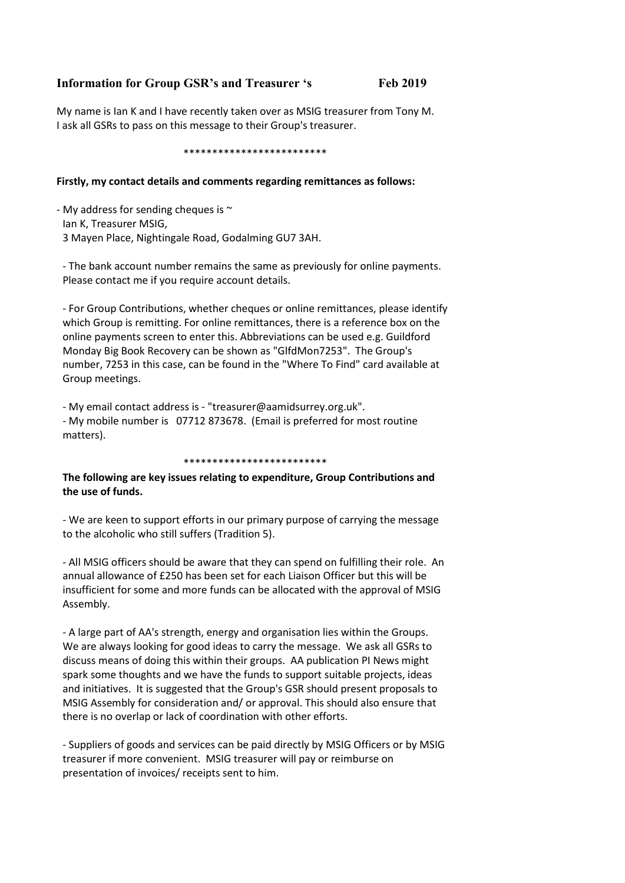## Information for Group GSR's and Treasurer 's Feb 2019

My name is Ian K and I have recently taken over as MSIG treasurer from Tony M.
I ask all GSRs to pass on this message to their Group's treasurer.

*************************

**Firstly, my contact details and comments regarding remittances as follows:**

- My address for sending cheques is ~
  Ian K, Treasurer MSIG,
  3 Mayen Place, Nightingale Road, Godalming GU7 3AH.

- The bank account number remains the same as previously for online payments. Please contact me if you require account details.

- For Group Contributions, whether cheques or online remittances, please identify which Group is remitting. For online remittances, there is a reference box on the online payments screen to enter this. Abbreviations can be used e.g. Guildford Monday Big Book Recovery can be shown as "GlfdMon7253". The Group's number, 7253 in this case, can be found in the "Where To Find" card available at Group meetings.

- My email contact address is - "treasurer@aamidsurrey.org.uk".
- My mobile number is 07712 873678. (Email is preferred for most routine matters).

*************************

**The following are key issues relating to expenditure, Group Contributions and the use of funds.**

- We are keen to support efforts in our primary purpose of carrying the message to the alcoholic who still suffers (Tradition 5).

- All MSIG officers should be aware that they can spend on fulfilling their role. An annual allowance of £250 has been set for each Liaison Officer but this will be insufficient for some and more funds can be allocated with the approval of MSIG Assembly.

- A large part of AA's strength, energy and organisation lies within the Groups. We are always looking for good ideas to carry the message. We ask all GSRs to discuss means of doing this within their groups. AA publication PI News might spark some thoughts and we have the funds to support suitable projects, ideas and initiatives. It is suggested that the Group's GSR should present proposals to MSIG Assembly for consideration and/ or approval. This should also ensure that there is no overlap or lack of coordination with other efforts.

- Suppliers of goods and services can be paid directly by MSIG Officers or by MSIG treasurer if more convenient. MSIG treasurer will pay or reimburse on presentation of invoices/ receipts sent to him.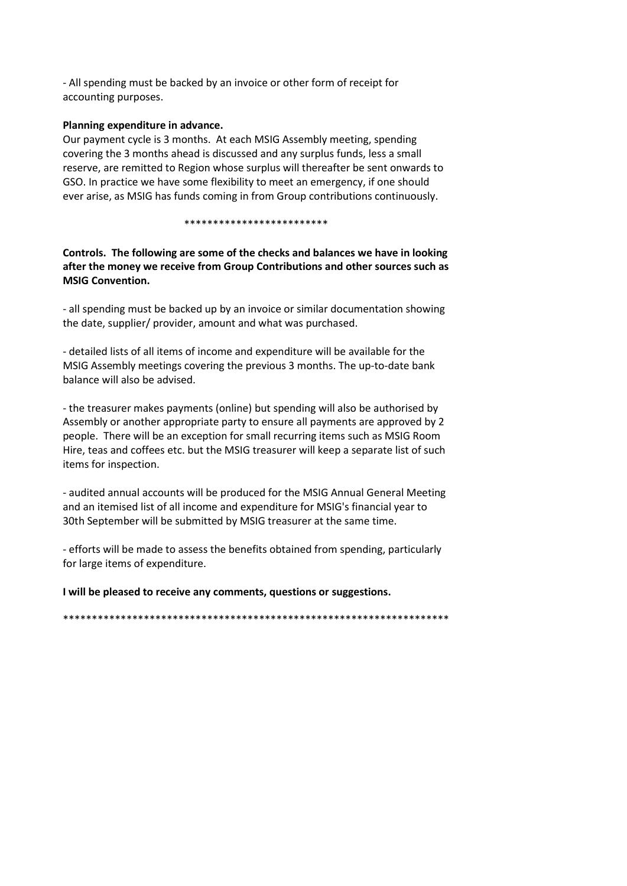- All spending must be backed by an invoice or other form of receipt for accounting purposes.

**Planning expenditure in advance.**
Our payment cycle is 3 months. At each MSIG Assembly meeting, spending covering the 3 months ahead is discussed and any surplus funds, less a small reserve, are remitted to Region whose surplus will thereafter be sent onwards to GSO. In practice we have some flexibility to meet an emergency, if one should ever arise, as MSIG has funds coming in from Group contributions continuously.

*************************

**Controls. The following are some of the checks and balances we have in looking after the money we receive from Group Contributions and other sources such as MSIG Convention.**

- all spending must be backed up by an invoice or similar documentation showing the date, supplier/ provider, amount and what was purchased.

- detailed lists of all items of income and expenditure will be available for the MSIG Assembly meetings covering the previous 3 months. The up-to-date bank balance will also be advised.

- the treasurer makes payments (online) but spending will also be authorised by Assembly or another appropriate party to ensure all payments are approved by 2 people. There will be an exception for small recurring items such as MSIG Room Hire, teas and coffees etc. but the MSIG treasurer will keep a separate list of such items for inspection.

- audited annual accounts will be produced for the MSIG Annual General Meeting and an itemised list of all income and expenditure for MSIG's financial year to 30th September will be submitted by MSIG treasurer at the same time.

- efforts will be made to assess the benefits obtained from spending, particularly for large items of expenditure.

**I will be pleased to receive any comments, questions or suggestions.**

*******************************************************************